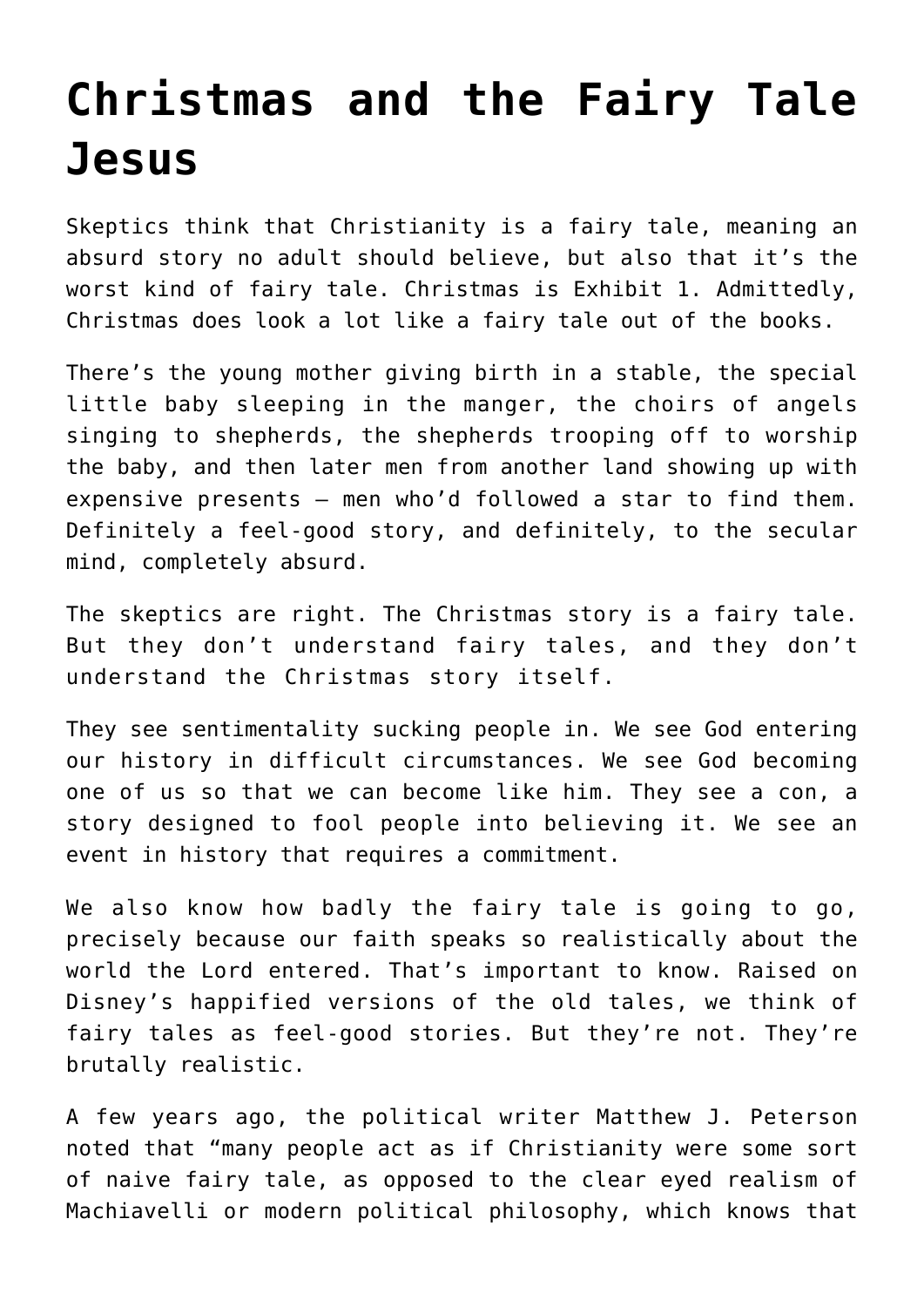# Christmas and the Fairy Tale Jesus

Skeptics think that Christianity is a fairy tale, meaning an absurd story no adult should believe, but also that it's the worst kind of fairy tale. Christmas is Exhibit 1. Admittedly, Christmas does look a lot like a fairy tale out of the books.

There's the young mother giving birth in a stable, the special little baby sleeping in the manger, the choirs of angels singing to shepherds, the shepherds trooping off to worship the baby, and then later men from another land showing up with expensive presents — men who'd followed a star to find them. Definitely a feel-good story, and definitely, to the secular mind, completely absurd.

The skeptics are right. The Christmas story is a fairy tale. But they don't understand fairy tales, and they don't understand the Christmas story itself.

They see sentimentality sucking people in. We see God entering our history in difficult circumstances. We see God becoming one of us so that we can become like him. They see a con, a story designed to fool people into believing it. We see an event in history that requires a commitment.

We also know how badly the fairy tale is going to go, precisely because our faith speaks so realistically about the world the Lord entered. That's important to know. Raised on Disney's happified versions of the old tales, we think of fairy tales as feel-good stories. But they're not. They're brutally realistic.

A few years ago, the political writer Matthew J. Peterson noted that "many people act as if Christianity were some sort of naive fairy tale, as opposed to the clear eyed realism of Machiavelli or modern political philosophy, which knows that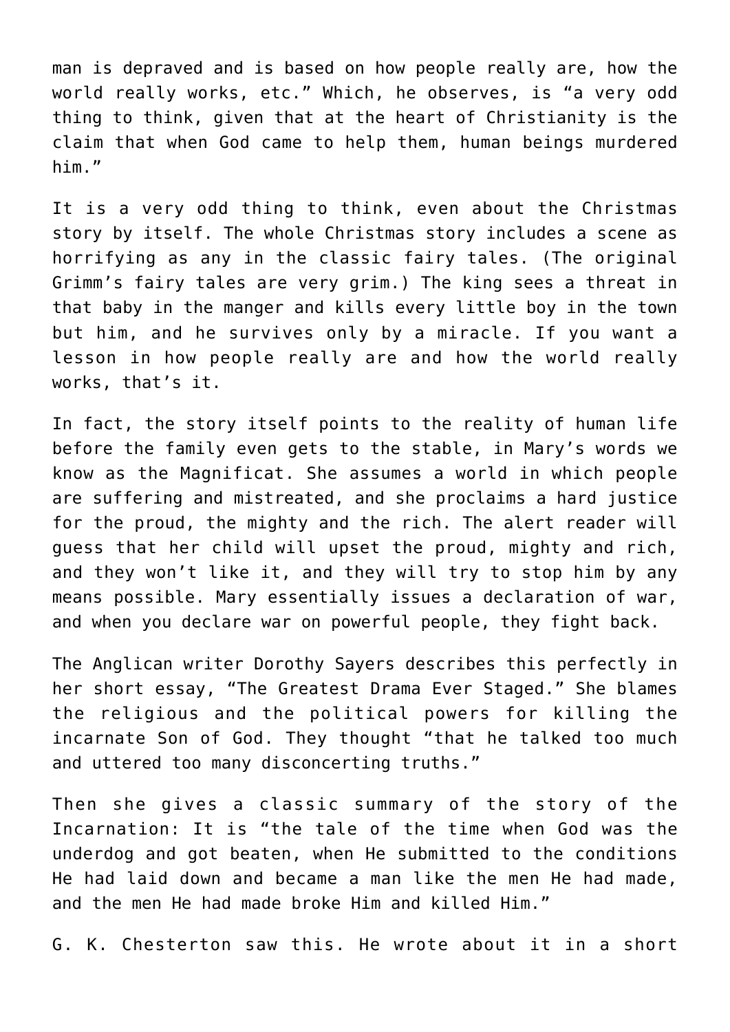man is depraved and is based on how people really are, how the world really works, etc." Which, he observes, is "a very odd thing to think, given that at the heart of Christianity is the claim that when God came to help them, human beings murdered him."

It is a very odd thing to think, even about the Christmas story by itself. The whole Christmas story includes a scene as horrifying as any in the classic fairy tales. (The original Grimm's fairy tales are very grim.) The king sees a threat in that baby in the manger and kills every little boy in the town but him, and he survives only by a miracle. If you want a lesson in how people really are and how the world really works, that's it.

In fact, the story itself points to the reality of human life before the family even gets to the stable, in Mary's words we know as the Magnificat. She assumes a world in which people are suffering and mistreated, and she proclaims a hard justice for the proud, the mighty and the rich. The alert reader will guess that her child will upset the proud, mighty and rich, and they won't like it, and they will try to stop him by any means possible. Mary essentially issues a declaration of war, and when you declare war on powerful people, they fight back.

The Anglican writer Dorothy Sayers describes this perfectly in her short essay, "The Greatest Drama Ever Staged." She blames the religious and the political powers for killing the incarnate Son of God. They thought "that he talked too much and uttered too many disconcerting truths."

Then she gives a classic summary of the story of the Incarnation: It is "the tale of the time when God was the underdog and got beaten, when He submitted to the conditions He had laid down and became a man like the men He had made, and the men He had made broke Him and killed Him."

G. K. Chesterton saw this. He wrote about it in a short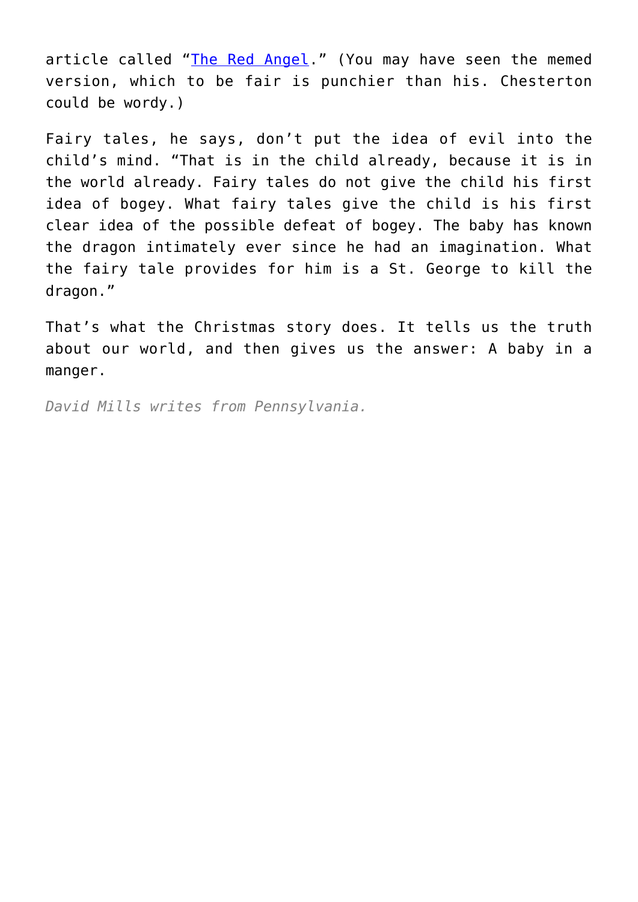article called "The Red Angel." (You may have seen the memed version, which to be fair is punchier than his. Chesterton could be wordy.)

Fairy tales, he says, don't put the idea of evil into the child's mind. "That is in the child already, because it is in the world already. Fairy tales do not give the child his first idea of bogey. What fairy tales give the child is his first clear idea of the possible defeat of bogey. The baby has known the dragon intimately ever since he had an imagination. What the fairy tale provides for him is a St. George to kill the dragon."

That's what the Christmas story does. It tells us the truth about our world, and then gives us the answer: A baby in a manger.

*David Mills writes from Pennsylvania.*